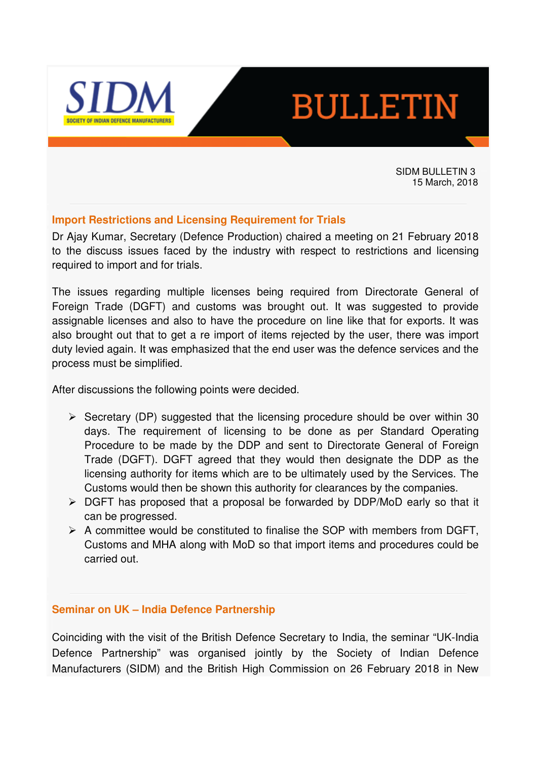# SIDM BULLETIN

SOCIETY OF INDIAN DEFENCE MANUFACTURERS

SIDM BULLETIN 3
15 March, 2018

## Import Restrictions and Licensing Requirement for Trials

Dr Ajay Kumar, Secretary (Defence Production) chaired a meeting on 21 February 2018 to the discuss issues faced by the industry with respect to restrictions and licensing required to import and for trials.

The issues regarding multiple licenses being required from Directorate General of Foreign Trade (DGFT) and customs was brought out. It was suggested to provide assignable licenses and also to have the procedure on line like that for exports. It was also brought out that to get a re import of items rejected by the user, there was import duty levied again. It was emphasized that the end user was the defence services and the process must be simplified.

After discussions the following points were decided.

- Secretary (DP) suggested that the licensing procedure should be over within 30 days. The requirement of licensing to be done as per Standard Operating Procedure to be made by the DDP and sent to Directorate General of Foreign Trade (DGFT). DGFT agreed that they would then designate the DDP as the licensing authority for items which are to be ultimately used by the Services. The Customs would then be shown this authority for clearances by the companies.
- DGFT has proposed that a proposal be forwarded by DDP/MoD early so that it can be progressed.
- A committee would be constituted to finalise the SOP with members from DGFT, Customs and MHA along with MoD so that import items and procedures could be carried out.

## Seminar on UK – India Defence Partnership

Coinciding with the visit of the British Defence Secretary to India, the seminar "UK-India Defence Partnership" was organised jointly by the Society of Indian Defence Manufacturers (SIDM) and the British High Commission on 26 February 2018 in New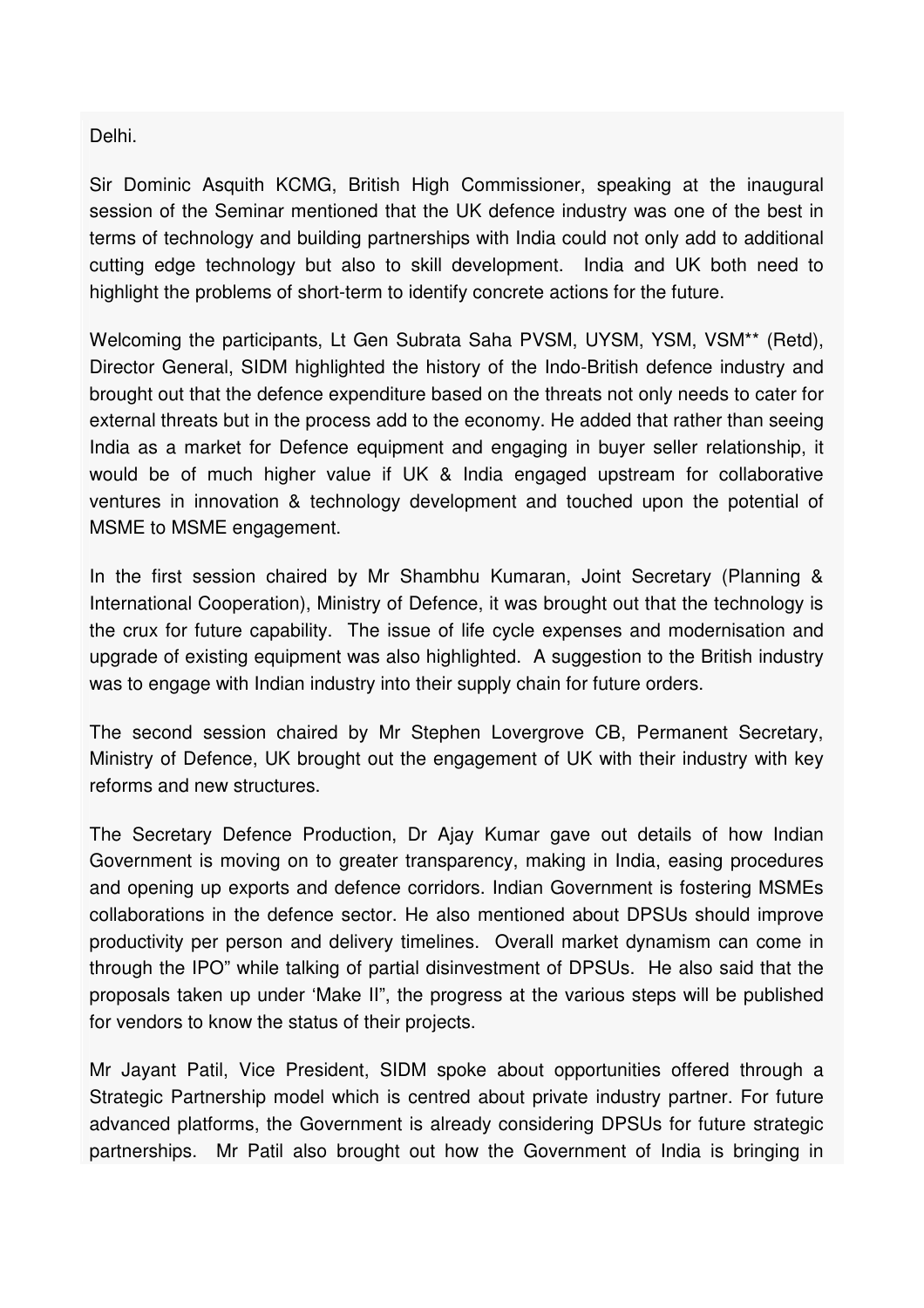Delhi.

Sir Dominic Asquith KCMG, British High Commissioner, speaking at the inaugural session of the Seminar mentioned that the UK defence industry was one of the best in terms of technology and building partnerships with India could not only add to additional cutting edge technology but also to skill development. India and UK both need to highlight the problems of short-term to identify concrete actions for the future.

Welcoming the participants, Lt Gen Subrata Saha PVSM, UYSM, YSM, VSM** (Retd), Director General, SIDM highlighted the history of the Indo-British defence industry and brought out that the defence expenditure based on the threats not only needs to cater for external threats but in the process add to the economy. He added that rather than seeing India as a market for Defence equipment and engaging in buyer seller relationship, it would be of much higher value if UK & India engaged upstream for collaborative ventures in innovation & technology development and touched upon the potential of MSME to MSME engagement.

In the first session chaired by Mr Shambhu Kumaran, Joint Secretary (Planning & International Cooperation), Ministry of Defence, it was brought out that the technology is the crux for future capability. The issue of life cycle expenses and modernisation and upgrade of existing equipment was also highlighted. A suggestion to the British industry was to engage with Indian industry into their supply chain for future orders.

The second session chaired by Mr Stephen Lovergrove CB, Permanent Secretary, Ministry of Defence, UK brought out the engagement of UK with their industry with key reforms and new structures.

The Secretary Defence Production, Dr Ajay Kumar gave out details of how Indian Government is moving on to greater transparency, making in India, easing procedures and opening up exports and defence corridors. Indian Government is fostering MSMEs collaborations in the defence sector. He also mentioned about DPSUs should improve productivity per person and delivery timelines. Overall market dynamism can come in through the IPO" while talking of partial disinvestment of DPSUs. He also said that the proposals taken up under 'Make II", the progress at the various steps will be published for vendors to know the status of their projects.

Mr Jayant Patil, Vice President, SIDM spoke about opportunities offered through a Strategic Partnership model which is centred about private industry partner. For future advanced platforms, the Government is already considering DPSUs for future strategic partnerships. Mr Patil also brought out how the Government of India is bringing in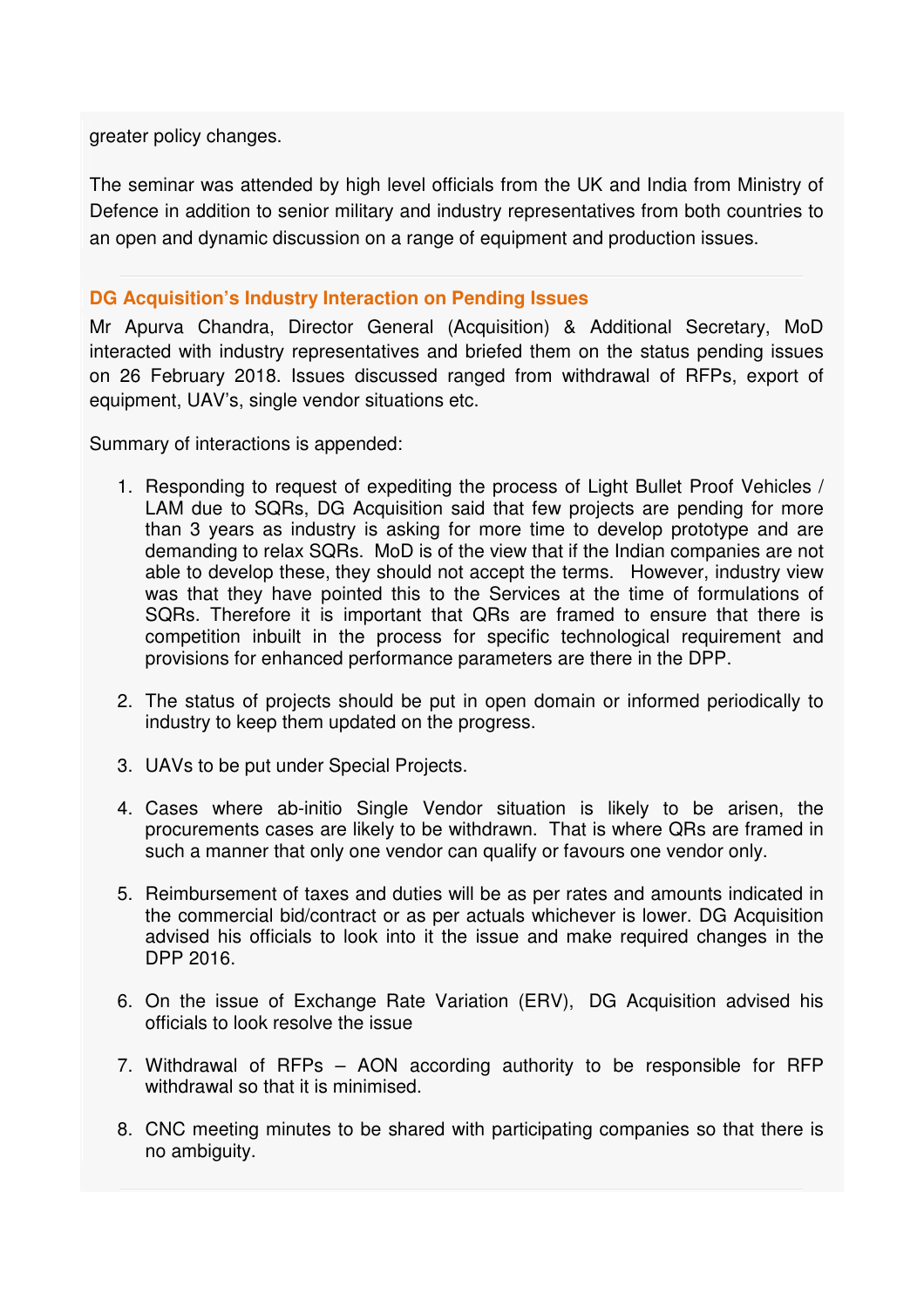greater policy changes.

The seminar was attended by high level officials from the UK and India from Ministry of Defence in addition to senior military and industry representatives from both countries to an open and dynamic discussion on a range of equipment and production issues.

### DG Acquisition's Industry Interaction on Pending Issues

Mr Apurva Chandra, Director General (Acquisition) & Additional Secretary, MoD interacted with industry representatives and briefed them on the status pending issues on 26 February 2018. Issues discussed ranged from withdrawal of RFPs, export of equipment, UAV's, single vendor situations etc.

Summary of interactions is appended:

1. Responding to request of expediting the process of Light Bullet Proof Vehicles / LAM due to SQRs, DG Acquisition said that few projects are pending for more than 3 years as industry is asking for more time to develop prototype and are demanding to relax SQRs. MoD is of the view that if the Indian companies are not able to develop these, they should not accept the terms. However, industry view was that they have pointed this to the Services at the time of formulations of SQRs. Therefore it is important that QRs are framed to ensure that there is competition inbuilt in the process for specific technological requirement and provisions for enhanced performance parameters are there in the DPP.

2. The status of projects should be put in open domain or informed periodically to industry to keep them updated on the progress.

3. UAVs to be put under Special Projects.

4. Cases where ab-initio Single Vendor situation is likely to be arisen, the procurements cases are likely to be withdrawn. That is where QRs are framed in such a manner that only one vendor can qualify or favours one vendor only.

5. Reimbursement of taxes and duties will be as per rates and amounts indicated in the commercial bid/contract or as per actuals whichever is lower. DG Acquisition advised his officials to look into it the issue and make required changes in the DPP 2016.

6. On the issue of Exchange Rate Variation (ERV), DG Acquisition advised his officials to look resolve the issue

7. Withdrawal of RFPs – AON according authority to be responsible for RFP withdrawal so that it is minimised.

8. CNC meeting minutes to be shared with participating companies so that there is no ambiguity.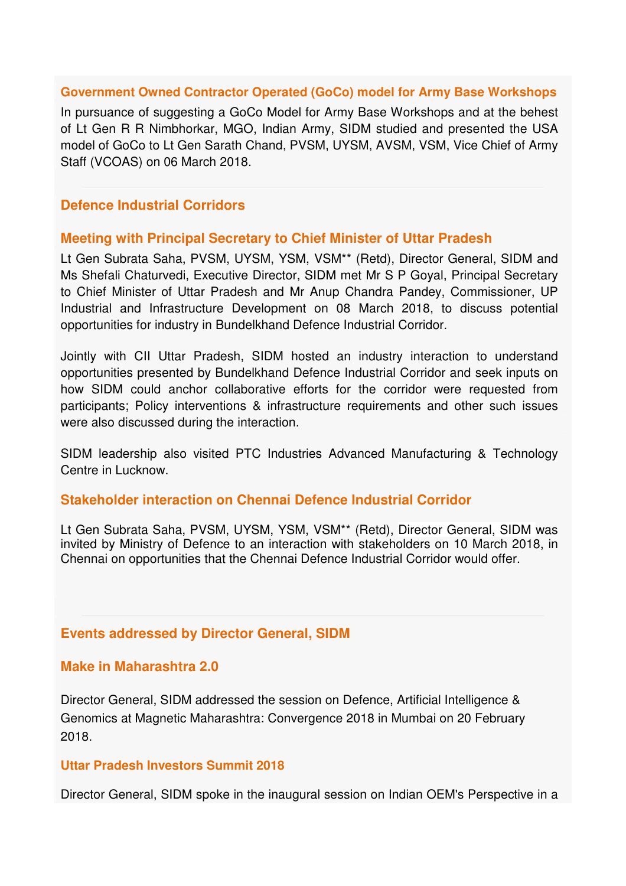## Government Owned Contractor Operated (GoCo) model for Army Base Workshops

In pursuance of suggesting a GoCo Model for Army Base Workshops and at the behest of Lt Gen R R Nimbhorkar, MGO, Indian Army, SIDM studied and presented the USA model of GoCo to Lt Gen Sarath Chand, PVSM, UYSM, AVSM, VSM, Vice Chief of Army Staff (VCOAS) on 06 March 2018.

---

## Defence Industrial Corridors

### Meeting with Principal Secretary to Chief Minister of Uttar Pradesh

Lt Gen Subrata Saha, PVSM, UYSM, YSM, VSM** (Retd), Director General, SIDM and Ms Shefali Chaturvedi, Executive Director, SIDM met Mr S P Goyal, Principal Secretary to Chief Minister of Uttar Pradesh and Mr Anup Chandra Pandey, Commissioner, UP Industrial and Infrastructure Development on 08 March 2018, to discuss potential opportunities for industry in Bundelkhand Defence Industrial Corridor.

Jointly with CII Uttar Pradesh, SIDM hosted an industry interaction to understand opportunities presented by Bundelkhand Defence Industrial Corridor and seek inputs on how SIDM could anchor collaborative efforts for the corridor were requested from participants; Policy interventions & infrastructure requirements and other such issues were also discussed during the interaction.

SIDM leadership also visited PTC Industries Advanced Manufacturing & Technology Centre in Lucknow.

### Stakeholder interaction on Chennai Defence Industrial Corridor

Lt Gen Subrata Saha, PVSM, UYSM, YSM, VSM** (Retd), Director General, SIDM was invited by Ministry of Defence to an interaction with stakeholders on 10 March 2018, in Chennai on opportunities that the Chennai Defence Industrial Corridor would offer.

---

## Events addressed by Director General, SIDM

### Make in Maharashtra 2.0

Director General, SIDM addressed the session on Defence, Artificial Intelligence & Genomics at Magnetic Maharashtra: Convergence 2018 in Mumbai on 20 February 2018.

### Uttar Pradesh Investors Summit 2018

Director General, SIDM spoke in the inaugural session on Indian OEM's Perspective in a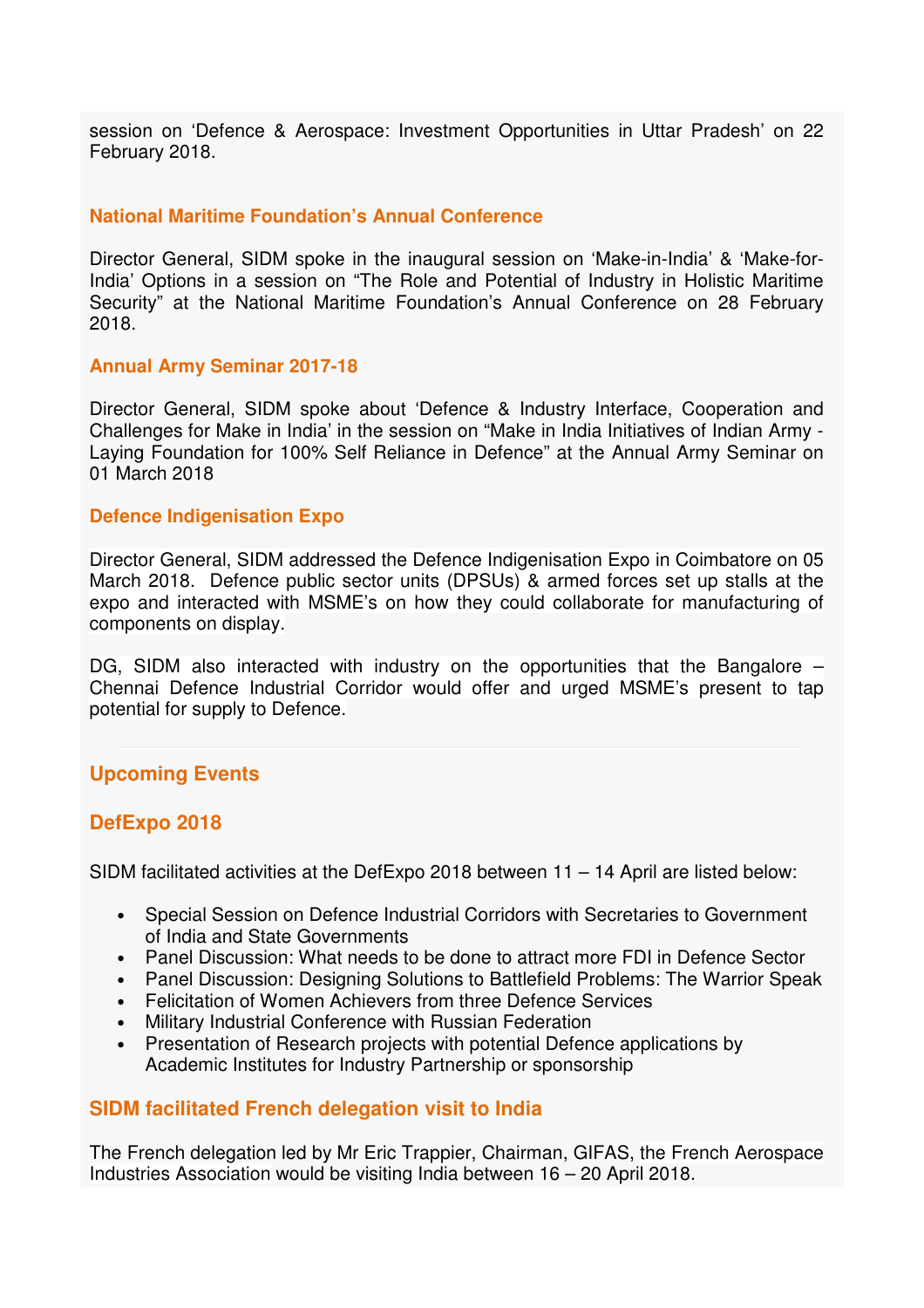session on 'Defence & Aerospace: Investment Opportunities in Uttar Pradesh' on 22 February 2018.

### National Maritime Foundation's Annual Conference

Director General, SIDM spoke in the inaugural session on 'Make-in-India' & 'Make-for-India' Options in a session on "The Role and Potential of Industry in Holistic Maritime Security" at the National Maritime Foundation's Annual Conference on 28 February 2018.

### Annual Army Seminar 2017-18

Director General, SIDM spoke about 'Defence & Industry Interface, Cooperation and Challenges for Make in India' in the session on "Make in India Initiatives of Indian Army - Laying Foundation for 100% Self Reliance in Defence" at the Annual Army Seminar on 01 March 2018

### Defence Indigenisation Expo

Director General, SIDM addressed the Defence Indigenisation Expo in Coimbatore on 05 March 2018. Defence public sector units (DPSUs) & armed forces set up stalls at the expo and interacted with MSME's on how they could collaborate for manufacturing of components on display.

DG, SIDM also interacted with industry on the opportunities that the Bangalore – Chennai Defence Industrial Corridor would offer and urged MSME's present to tap potential for supply to Defence.

---

## Upcoming Events

### DefExpo 2018

SIDM facilitated activities at the DefExpo 2018 between 11 – 14 April are listed below:

- Special Session on Defence Industrial Corridors with Secretaries to Government of India and State Governments
- Panel Discussion: What needs to be done to attract more FDI in Defence Sector
- Panel Discussion: Designing Solutions to Battlefield Problems: The Warrior Speak
- Felicitation of Women Achievers from three Defence Services
- Military Industrial Conference with Russian Federation
- Presentation of Research projects with potential Defence applications by Academic Institutes for Industry Partnership or sponsorship

### SIDM facilitated French delegation visit to India

The French delegation led by Mr Eric Trappier, Chairman, GIFAS, the French Aerospace Industries Association would be visiting India between 16 – 20 April 2018.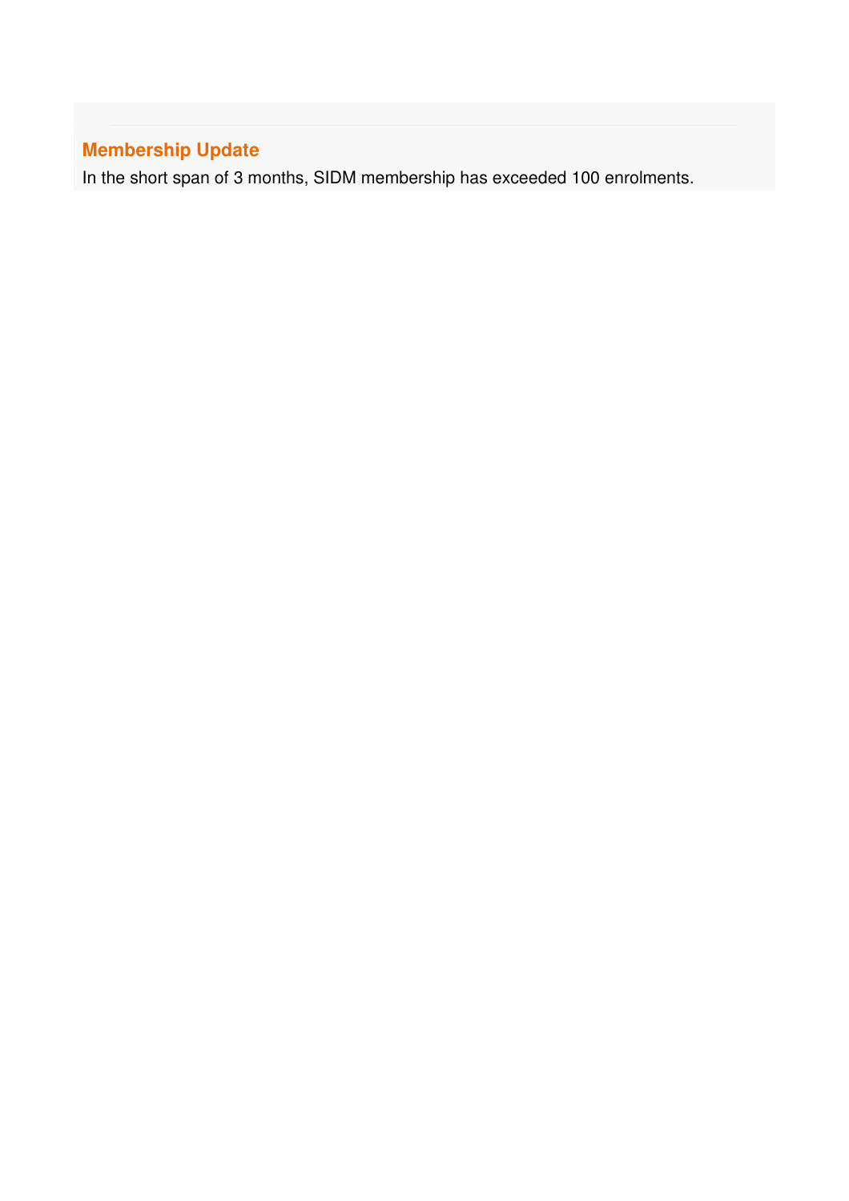### Membership Update

In the short span of 3 months, SIDM membership has exceeded 100 enrolments.